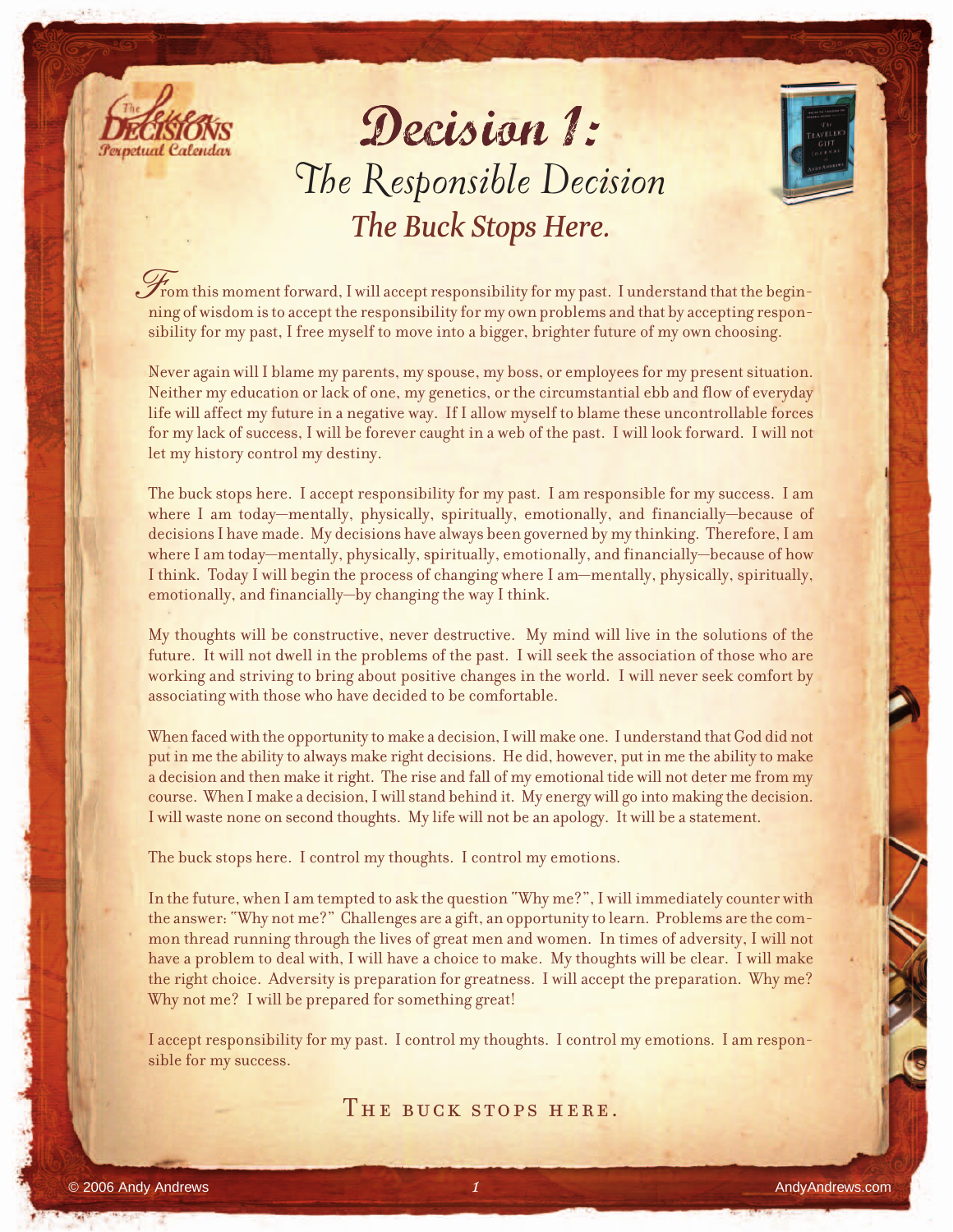# Decision 1:

## The Responsible Decision

### *The Buck Stops Here.*

From this moment forward, I will accept responsibility for my past. I understand that the beginning of wisdom is to accept the responsibility for my own problems and that by accepting responsibility for my past, I free myself to move into a bigger, brighter future of my own choosing.

Never again will I blame my parents, my spouse, my boss, or employees for my present situation. Neither my education or lack of one, my genetics, or the circumstantial ebb and flow of everyday life will affect my future in a negative way. If I allow myself to blame these uncontrollable forces for my lack of success, I will be forever caught in a web of the past. I will look forward. I will not let my history control my destiny.

The buck stops here. I accept responsibility for my past. I am responsible for my success. I am where I am today—mentally, physically, spiritually, emotionally, and financially—because of decisions I have made. My decisions have always been governed by my thinking. Therefore, I am where I am today—mentally, physically, spiritually, emotionally, and financially—because of how I think. Today I will begin the process of changing where I am—mentally, physically, spiritually, emotionally, and financially—by changing the way I think.

My thoughts will be constructive, never destructive. My mind will live in the solutions of the future. It will not dwell in the problems of the past. I will seek the association of those who are working and striving to bring about positive changes in the world. I will never seek comfort by associating with those who have decided to be comfortable.

When faced with the opportunity to make a decision, I will make one. I understand that God did not put in me the ability to always make right decisions. He did, however, put in me the ability to make a decision and then make it right. The rise and fall of my emotional tide will not deter me from my course. When I make a decision, I will stand behind it. My energy will go into making the decision. I will waste none on second thoughts. My life will not be an apology. It will be a statement.

The buck stops here. I control my thoughts. I control my emotions.

In the future, when I am tempted to ask the question "Why me?", I will immediately counter with the answer: "Why not me?" Challenges are a gift, an opportunity to learn. Problems are the common thread running through the lives of great men and women. In times of adversity, I will not have a problem to deal with, I will have a choice to make. My thoughts will be clear. I will make the right choice. Adversity is preparation for greatness. I will accept the preparation. Why me? Why not me? I will be prepared for something great!

I accept responsibility for my past. I control my thoughts. I control my emotions. I am responsible for my success.

THE BUCK STOPS HERE.

© 2006 Andy Andrews AndyAndrews.com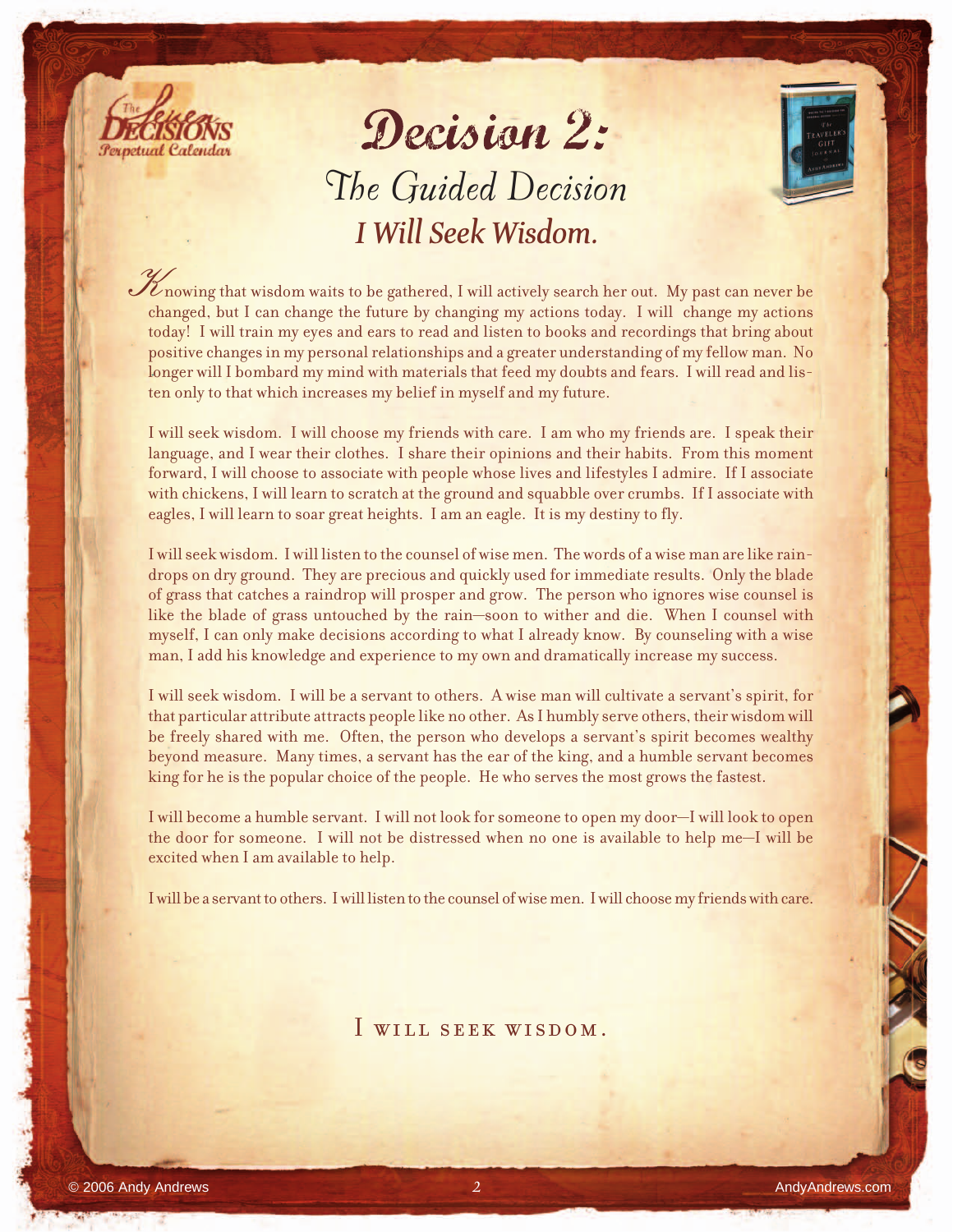# Decision 2:

## The Guided Decision

### *I Will Seek Wisdom.*

Knowing that wisdom waits to be gathered, I will actively search her out. My past can never be changed, but I can change the future by changing my actions today. I will change my actions today! I will train my eyes and ears to read and listen to books and recordings that bring about positive changes in my personal relationships and a greater understanding of my fellow man. No longer will I bombard my mind with materials that feed my doubts and fears. I will read and listen only to that which increases my belief in myself and my future.

I will seek wisdom. I will choose my friends with care. I am who my friends are. I speak their language, and I wear their clothes. I share their opinions and their habits. From this moment forward, I will choose to associate with people whose lives and lifestyles I admire. If I associate with chickens, I will learn to scratch at the ground and squabble over crumbs. If I associate with eagles, I will learn to soar great heights. I am an eagle. It is my destiny to fly.

I will seek wisdom. I will listen to the counsel of wise men. The words of a wise man are like raindrops on dry ground. They are precious and quickly used for immediate results. Only the blade of grass that catches a raindrop will prosper and grow. The person who ignores wise counsel is like the blade of grass untouched by the rain—soon to wither and die. When I counsel with myself, I can only make decisions according to what I already know. By counseling with a wise man, I add his knowledge and experience to my own and dramatically increase my success.

I will seek wisdom. I will be a servant to others. A wise man will cultivate a servant's spirit, for that particular attribute attracts people like no other. As I humbly serve others, their wisdom will be freely shared with me. Often, the person who develops a servant's spirit becomes wealthy beyond measure. Many times, a servant has the ear of the king, and a humble servant becomes king for he is the popular choice of the people. He who serves the most grows the fastest.

I will become a humble servant. I will not look for someone to open my door—I will look to open the door for someone. I will not be distressed when no one is available to help me—I will be excited when I am available to help.

I will be a servant to others. I will listen to the counsel of wise men. I will choose my friends with care.

I WILL SEEK WISDOM.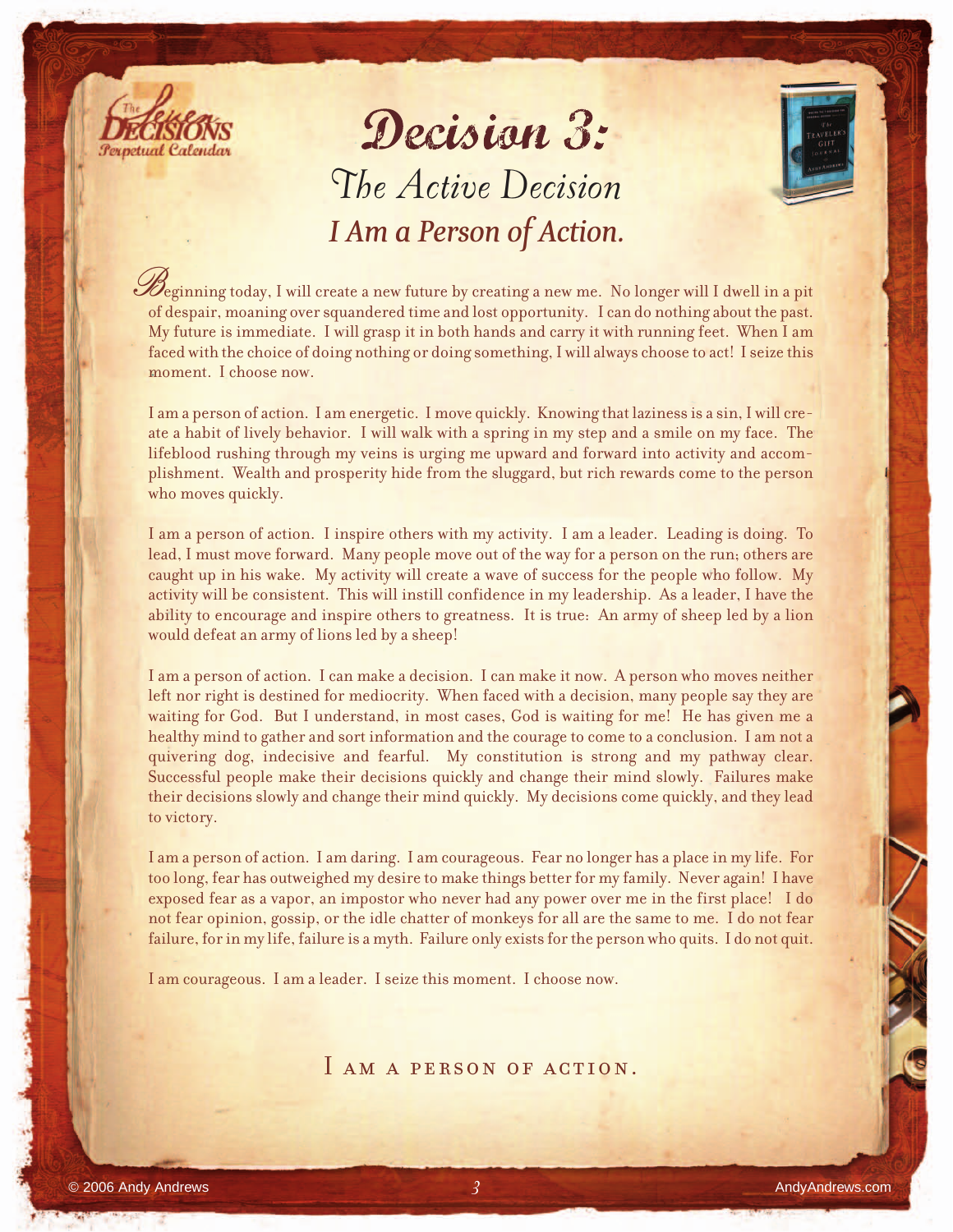# Decision 3:

## The Active Decision

### *I Am a Person of Action.*

Beginning today, I will create a new future by creating a new me. No longer will I dwell in a pit of despair, moaning over squandered time and lost opportunity. I can do nothing about the past. My future is immediate. I will grasp it in both hands and carry it with running feet. When I am faced with the choice of doing nothing or doing something, I will always choose to act! I seize this moment. I choose now.

I am a person of action. I am energetic. I move quickly. Knowing that laziness is a sin, I will create a habit of lively behavior. I will walk with a spring in my step and a smile on my face. The lifeblood rushing through my veins is urging me upward and forward into activity and accomplishment. Wealth and prosperity hide from the sluggard, but rich rewards come to the person who moves quickly.

I am a person of action. I inspire others with my activity. I am a leader. Leading is doing. To lead, I must move forward. Many people move out of the way for a person on the run; others are caught up in his wake. My activity will create a wave of success for the people who follow. My activity will be consistent. This will instill confidence in my leadership. As a leader, I have the ability to encourage and inspire others to greatness. It is true: An army of sheep led by a lion would defeat an army of lions led by a sheep!

I am a person of action. I can make a decision. I can make it now. A person who moves neither left nor right is destined for mediocrity. When faced with a decision, many people say they are waiting for God. But I understand, in most cases, God is waiting for me! He has given me a healthy mind to gather and sort information and the courage to come to a conclusion. I am not a quivering dog, indecisive and fearful. My constitution is strong and my pathway clear. Successful people make their decisions quickly and change their mind slowly. Failures make their decisions slowly and change their mind quickly. My decisions come quickly, and they lead to victory.

I am a person of action. I am daring. I am courageous. Fear no longer has a place in my life. For too long, fear has outweighed my desire to make things better for my family. Never again! I have exposed fear as a vapor, an impostor who never had any power over me in the first place! I do not fear opinion, gossip, or the idle chatter of monkeys for all are the same to me. I do not fear failure, for in my life, failure is a myth. Failure only exists for the person who quits. I do not quit.

I am courageous. I am a leader. I seize this moment. I choose now.

I AM A PERSON OF ACTION.

© 2006 Andy Andrews AndyAndrews.com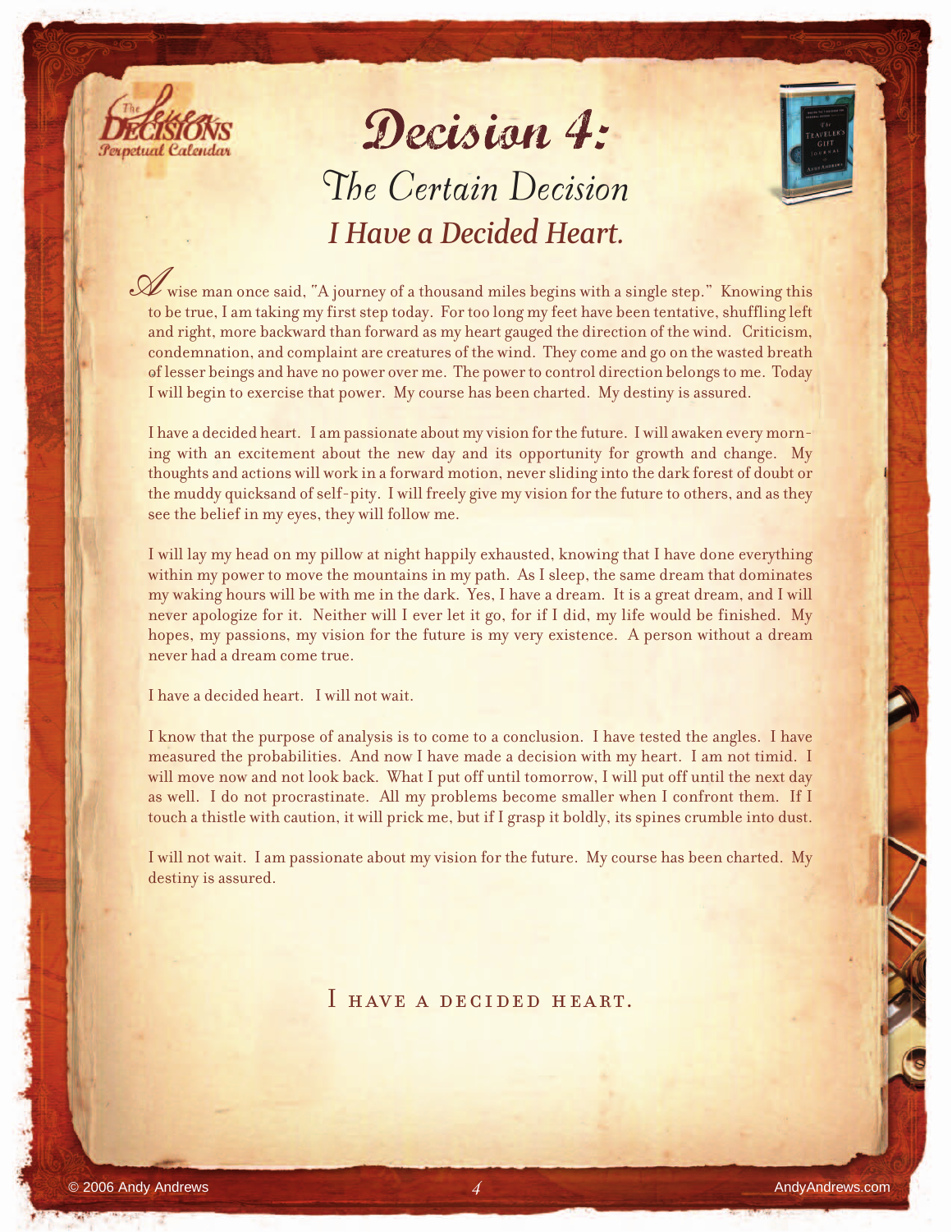# Decision 4:

## The Certain Decision

### *I Have a Decided Heart.*

A wise man once said, "A journey of a thousand miles begins with a single step." Knowing this to be true, I am taking my first step today. For too long my feet have been tentative, shuffling left and right, more backward than forward as my heart gauged the direction of the wind. Criticism, condemnation, and complaint are creatures of the wind. They come and go on the wasted breath of lesser beings and have no power over me. The power to control direction belongs to me. Today I will begin to exercise that power. My course has been charted. My destiny is assured.

I have a decided heart. I am passionate about my vision for the future. I will awaken every morning with an excitement about the new day and its opportunity for growth and change. My thoughts and actions will work in a forward motion, never sliding into the dark forest of doubt or the muddy quicksand of self-pity. I will freely give my vision for the future to others, and as they see the belief in my eyes, they will follow me.

I will lay my head on my pillow at night happily exhausted, knowing that I have done everything within my power to move the mountains in my path. As I sleep, the same dream that dominates my waking hours will be with me in the dark. Yes, I have a dream. It is a great dream, and I will never apologize for it. Neither will I ever let it go, for if I did, my life would be finished. My hopes, my passions, my vision for the future is my very existence. A person without a dream never had a dream come true.

I have a decided heart. I will not wait.

I know that the purpose of analysis is to come to a conclusion. I have tested the angles. I have measured the probabilities. And now I have made a decision with my heart. I am not timid. I will move now and not look back. What I put off until tomorrow, I will put off until the next day as well. I do not procrastinate. All my problems become smaller when I confront them. If I touch a thistle with caution, it will prick me, but if I grasp it boldly, its spines crumble into dust.

I will not wait. I am passionate about my vision for the future. My course has been charted. My destiny is assured.

I HAVE A DECIDED HEART.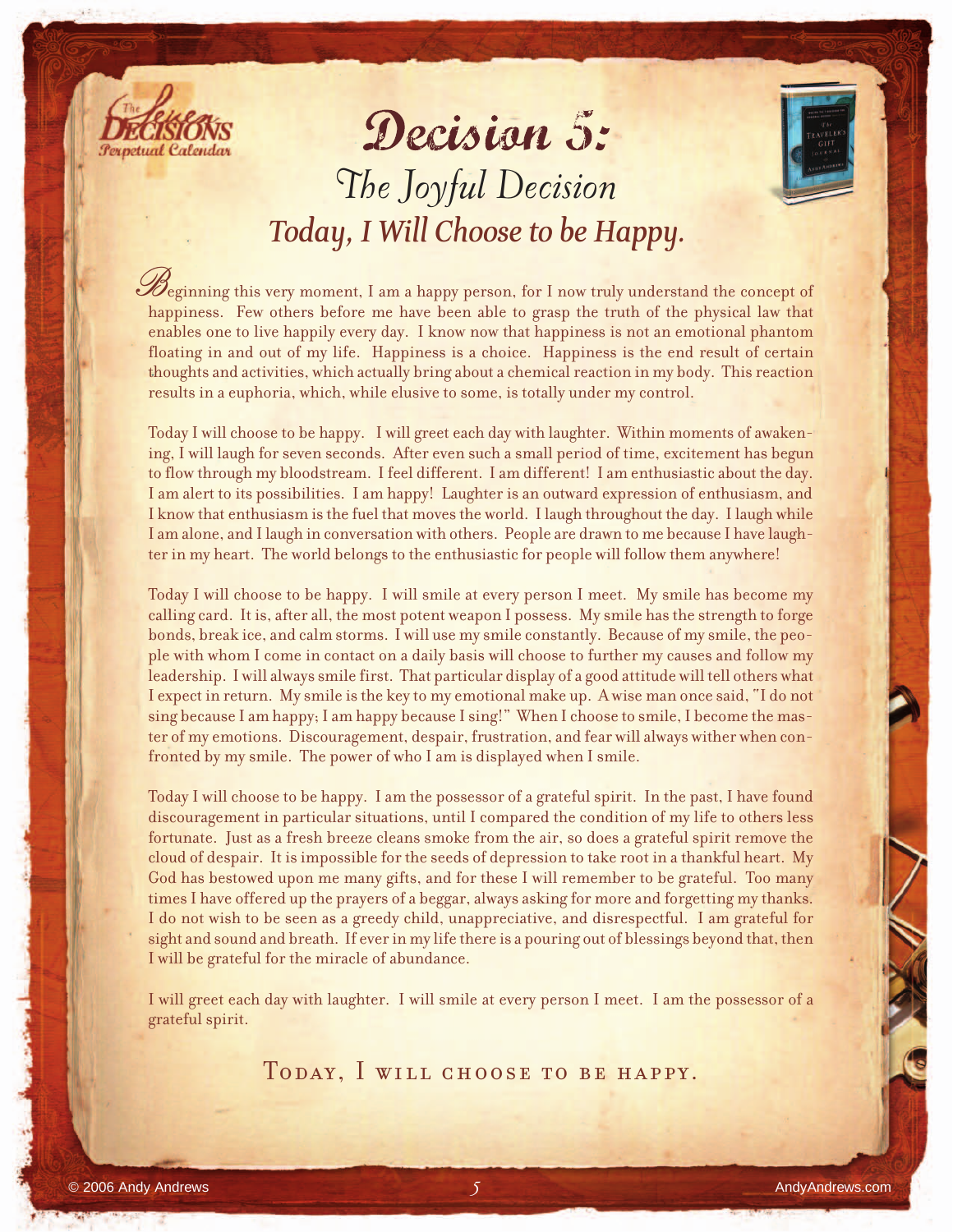# Decision 5:

## The Joyful Decision

### *Today, I Will Choose to be Happy.*

Beginning this very moment, I am a happy person, for I now truly understand the concept of happiness. Few others before me have been able to grasp the truth of the physical law that enables one to live happily every day. I know now that happiness is not an emotional phantom floating in and out of my life. Happiness is a choice. Happiness is the end result of certain thoughts and activities, which actually bring about a chemical reaction in my body. This reaction results in a euphoria, which, while elusive to some, is totally under my control.

Today I will choose to be happy. I will greet each day with laughter. Within moments of awakening, I will laugh for seven seconds. After even such a small period of time, excitement has begun to flow through my bloodstream. I feel different. I am different! I am enthusiastic about the day. I am alert to its possibilities. I am happy! Laughter is an outward expression of enthusiasm, and I know that enthusiasm is the fuel that moves the world. I laugh throughout the day. I laugh while I am alone, and I laugh in conversation with others. People are drawn to me because I have laughter in my heart. The world belongs to the enthusiastic for people will follow them anywhere!

Today I will choose to be happy. I will smile at every person I meet. My smile has become my calling card. It is, after all, the most potent weapon I possess. My smile has the strength to forge bonds, break ice, and calm storms. I will use my smile constantly. Because of my smile, the people with whom I come in contact on a daily basis will choose to further my causes and follow my leadership. I will always smile first. That particular display of a good attitude will tell others what I expect in return. My smile is the key to my emotional make up. A wise man once said, "I do not sing because I am happy; I am happy because I sing!" When I choose to smile, I become the master of my emotions. Discouragement, despair, frustration, and fear will always wither when confronted by my smile. The power of who I am is displayed when I smile.

Today I will choose to be happy. I am the possessor of a grateful spirit. In the past, I have found discouragement in particular situations, until I compared the condition of my life to others less fortunate. Just as a fresh breeze cleans smoke from the air, so does a grateful spirit remove the cloud of despair. It is impossible for the seeds of depression to take root in a thankful heart. My God has bestowed upon me many gifts, and for these I will remember to be grateful. Too many times I have offered up the prayers of a beggar, always asking for more and forgetting my thanks. I do not wish to be seen as a greedy child, unappreciative, and disrespectful. I am grateful for sight and sound and breath. If ever in my life there is a pouring out of blessings beyond that, then I will be grateful for the miracle of abundance.

I will greet each day with laughter. I will smile at every person I meet. I am the possessor of a grateful spirit.

**TODAY, I WILL CHOOSE TO BE HAPPY.**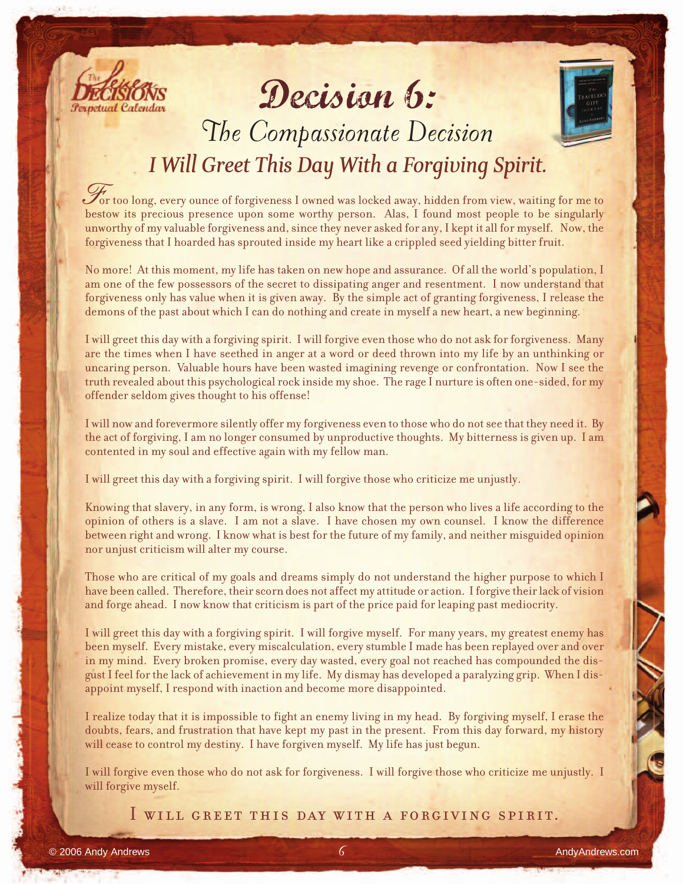# Decision 6:

## The Compassionate Decision

### *I Will Greet This Day With a Forgiving Spirit.*

For too long, every ounce of forgiveness I owned was locked away, hidden from view, waiting for me to bestow its precious presence upon some worthy person. Alas, I found most people to be singularly unworthy of my valuable forgiveness and, since they never asked for any, I kept it all for myself. Now, the forgiveness that I hoarded has sprouted inside my heart like a crippled seed yielding bitter fruit.

No more! At this moment, my life has taken on new hope and assurance. Of all the world's population, I am one of the few possessors of the secret to dissipating anger and resentment. I now understand that forgiveness only has value when it is given away. By the simple act of granting forgiveness, I release the demons of the past about which I can do nothing and create in myself a new heart, a new beginning.

I will greet this day with a forgiving spirit. I will forgive even those who do not ask for forgiveness. Many are the times when I have seethed in anger at a word or deed thrown into my life by an unthinking or uncaring person. Valuable hours have been wasted imagining revenge or confrontation. Now I see the truth revealed about this psychological rock inside my shoe. The rage I nurture is often one-sided, for my offender seldom gives thought to his offense!

I will now and forevermore silently offer my forgiveness even to those who do not see that they need it. By the act of forgiving, I am no longer consumed by unproductive thoughts. My bitterness is given up. I am contented in my soul and effective again with my fellow man.

I will greet this day with a forgiving spirit. I will forgive those who criticize me unjustly.

Knowing that slavery, in any form, is wrong, I also know that the person who lives a life according to the opinion of others is a slave. I am not a slave. I have chosen my own counsel. I know the difference between right and wrong. I know what is best for the future of my family, and neither misguided opinion nor unjust criticism will alter my course.

Those who are critical of my goals and dreams simply do not understand the higher purpose to which I have been called. Therefore, their scorn does not affect my attitude or action. I forgive their lack of vision and forge ahead. I now know that criticism is part of the price paid for leaping past mediocrity.

I will greet this day with a forgiving spirit. I will forgive myself. For many years, my greatest enemy has been myself. Every mistake, every miscalculation, every stumble I made has been replayed over and over in my mind. Every broken promise, every day wasted, every goal not reached has compounded the disgust I feel for the lack of achievement in my life. My dismay has developed a paralyzing grip. When I disappoint myself, I respond with inaction and become more disappointed.

I realize today that it is impossible to fight an enemy living in my head. By forgiving myself, I erase the doubts, fears, and frustration that have kept my past in the present. From this day forward, my history will cease to control my destiny. I have forgiven myself. My life has just begun.

I will forgive even those who do not ask for forgiveness. I will forgive those who criticize me unjustly. I will forgive myself.

I WILL GREET THIS DAY WITH A FORGIVING SPIRIT.

© 2006 Andy Andrews AndyAndrews.com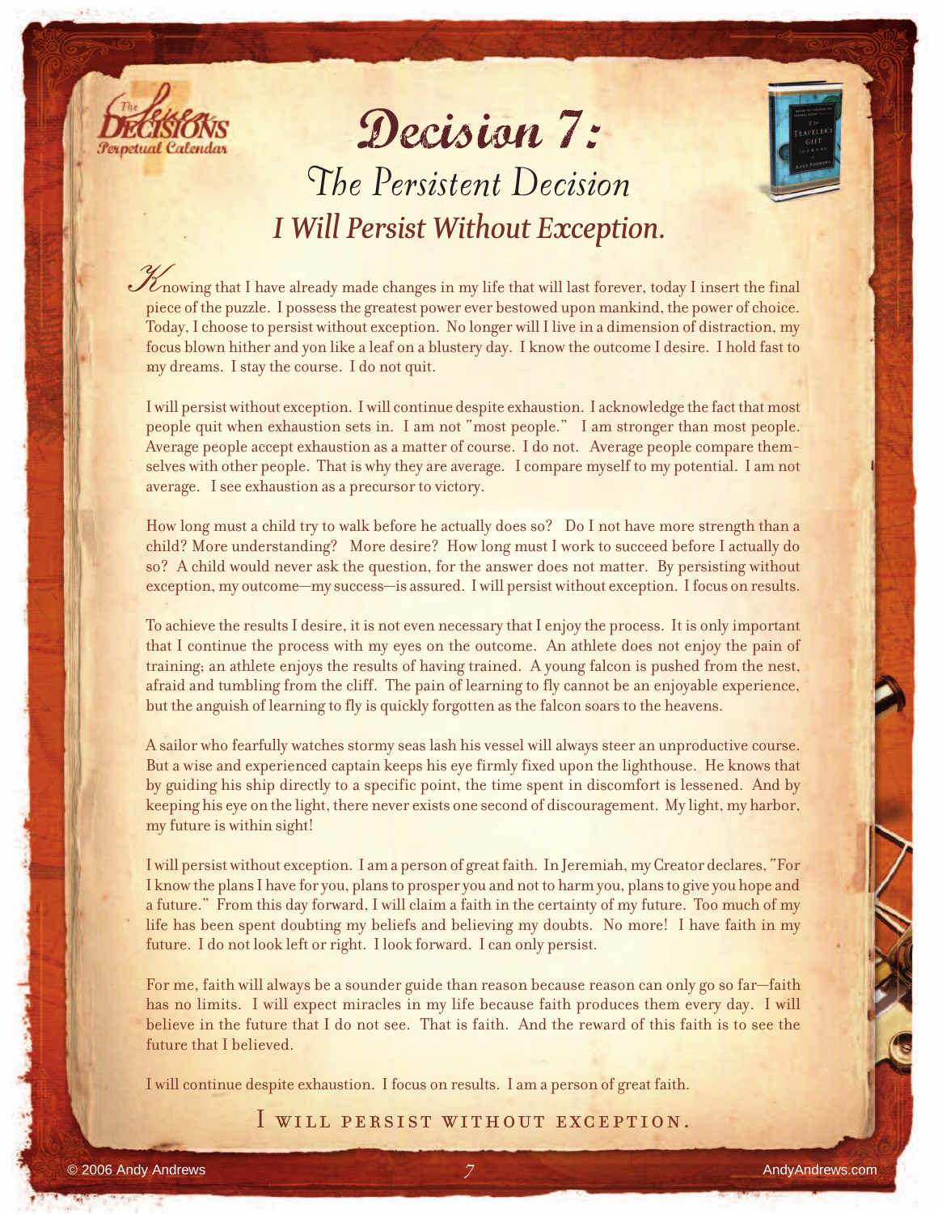# Decision 7:

## The Persistent Decision

### *I Will Persist Without Exception.*

Knowing that I have already made changes in my life that will last forever, today I insert the final piece of the puzzle. I possess the greatest power ever bestowed upon mankind, the power of choice. Today, I choose to persist without exception. No longer will I live in a dimension of distraction, my focus blown hither and yon like a leaf on a blustery day. I know the outcome I desire. I hold fast to my dreams. I stay the course. I do not quit.

I will persist without exception. I will continue despite exhaustion. I acknowledge the fact that most people quit when exhaustion sets in. I am not "most people." I am stronger than most people. Average people accept exhaustion as a matter of course. I do not. Average people compare themselves with other people. That is why they are average. I compare myself to my potential. I am not average. I see exhaustion as a precursor to victory.

How long must a child try to walk before he actually does so? Do I not have more strength than a child? More understanding? More desire? How long must I work to succeed before I actually do so? A child would never ask the question, for the answer does not matter. By persisting without exception, my outcome—my success—is assured. I will persist without exception. I focus on results.

To achieve the results I desire, it is not even necessary that I enjoy the process. It is only important that I continue the process with my eyes on the outcome. An athlete does not enjoy the pain of training; an athlete enjoys the results of having trained. A young falcon is pushed from the nest, afraid and tumbling from the cliff. The pain of learning to fly cannot be an enjoyable experience, but the anguish of learning to fly is quickly forgotten as the falcon soars to the heavens.

A sailor who fearfully watches stormy seas lash his vessel will always steer an unproductive course. But a wise and experienced captain keeps his eye firmly fixed upon the lighthouse. He knows that by guiding his ship directly to a specific point, the time spent in discomfort is lessened. And by keeping his eye on the light, there never exists one second of discouragement. My light, my harbor, my future is within sight!

I will persist without exception. I am a person of great faith. In Jeremiah, my Creator declares, "For I know the plans I have for you, plans to prosper you and not to harm you, plans to give you hope and a future." From this day forward, I will claim a faith in the certainty of my future. Too much of my life has been spent doubting my beliefs and believing my doubts. No more! I have faith in my future. I do not look left or right. I look forward. I can only persist.

For me, faith will always be a sounder guide than reason because reason can only go so far—faith has no limits. I will expect miracles in my life because faith produces them every day. I will believe in the future that I do not see. That is faith. And the reward of this faith is to see the future that I believed.

I will continue despite exhaustion. I focus on results. I am a person of great faith.

I WILL PERSIST WITHOUT EXCEPTION.

© 2006 Andy Andrews AndyAndrews.com